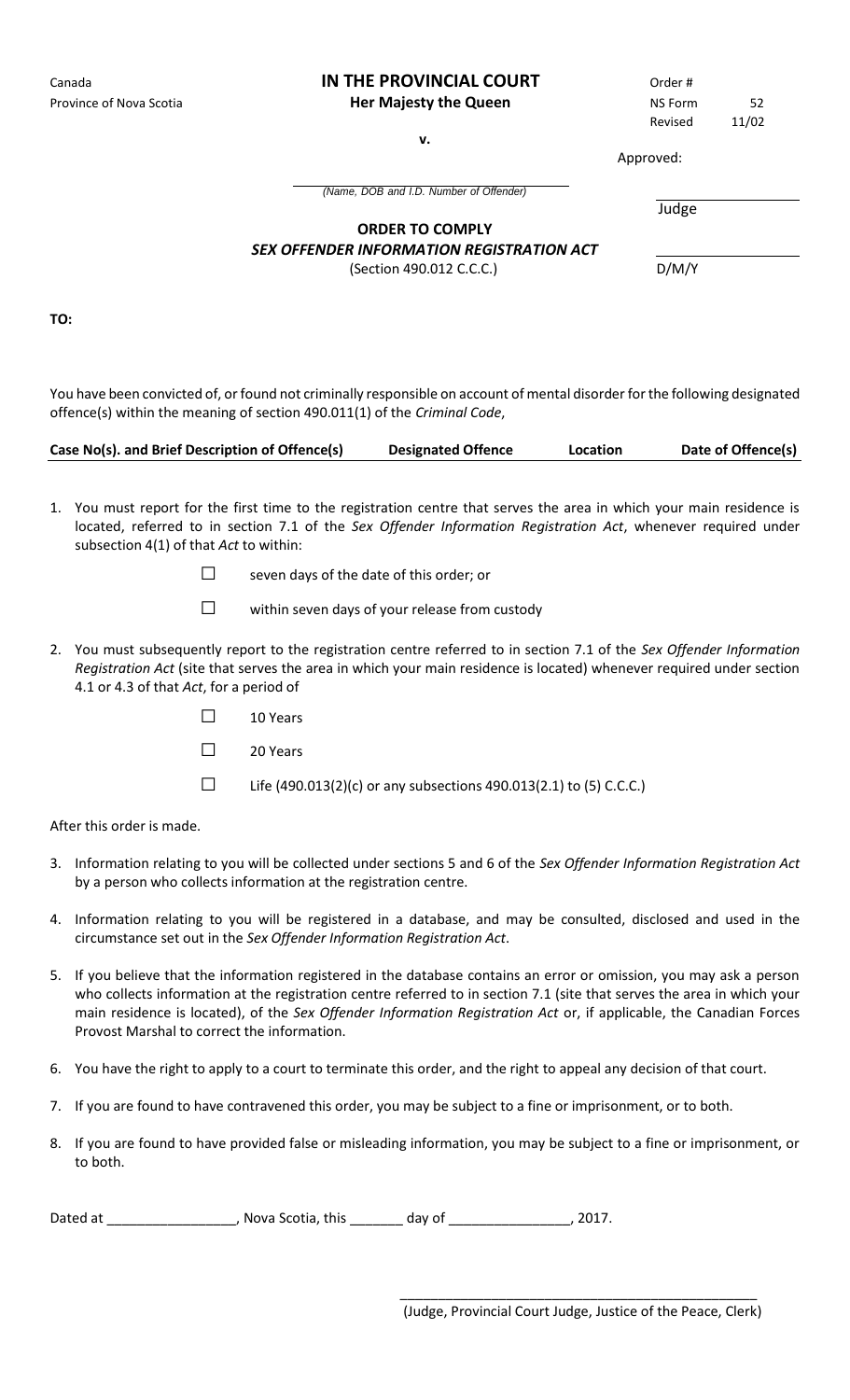Canada
Province of Nova Scotia

**IN THE PROVINCIAL COURT**
**Her Majesty the Queen**

**v.**

Order #
NS Form 52
Revised 11/02

Approved:

_______________________
*(Name, DOB and I.D. Number of Offender)*

_______________
Judge

_______________
D/M/Y

## ORDER TO COMPLY
## *SEX OFFENDER INFORMATION REGISTRATION ACT*
(Section 490.012 C.C.C.)

**TO:**

You have been convicted of, or found not criminally responsible on account of mental disorder for the following designated offence(s) within the meaning of section 490.011(1) of the *Criminal Code*,

| Case No(s). and Brief Description of Offence(s) | Designated Offence | Location | Date of Offence(s) |
|---|---|---|---|

1. You must report for the first time to the registration centre that serves the area in which your main residence is located, referred to in section 7.1 of the *Sex Offender Information Registration Act*, whenever required under subsection 4(1) of that *Act* to within:

   ☐ seven days of the date of this order; or

   ☐ within seven days of your release from custody

2. You must subsequently report to the registration centre referred to in section 7.1 of the *Sex Offender Information Registration Act* (site that serves the area in which your main residence is located) whenever required under section 4.1 or 4.3 of that *Act*, for a period of

   ☐ 10 Years

   ☐ 20 Years

   ☐ Life (490.013(2)(c) or any subsections 490.013(2.1) to (5) C.C.C.)

After this order is made.

3. Information relating to you will be collected under sections 5 and 6 of the *Sex Offender Information Registration Act* by a person who collects information at the registration centre.

4. Information relating to you will be registered in a database, and may be consulted, disclosed and used in the circumstance set out in the *Sex Offender Information Registration Act*.

5. If you believe that the information registered in the database contains an error or omission, you may ask a person who collects information at the registration centre referred to in section 7.1 (site that serves the area in which your main residence is located), of the *Sex Offender Information Registration Act* or, if applicable, the Canadian Forces Provost Marshal to correct the information.

6. You have the right to apply to a court to terminate this order, and the right to appeal any decision of that court.

7. If you are found to have contravened this order, you may be subject to a fine or imprisonment, or to both.

8. If you are found to have provided false or misleading information, you may be subject to a fine or imprisonment, or to both.

Dated at ________________, Nova Scotia, this _______ day of ________________, 2017.

_______________________________________________
(Judge, Provincial Court Judge, Justice of the Peace, Clerk)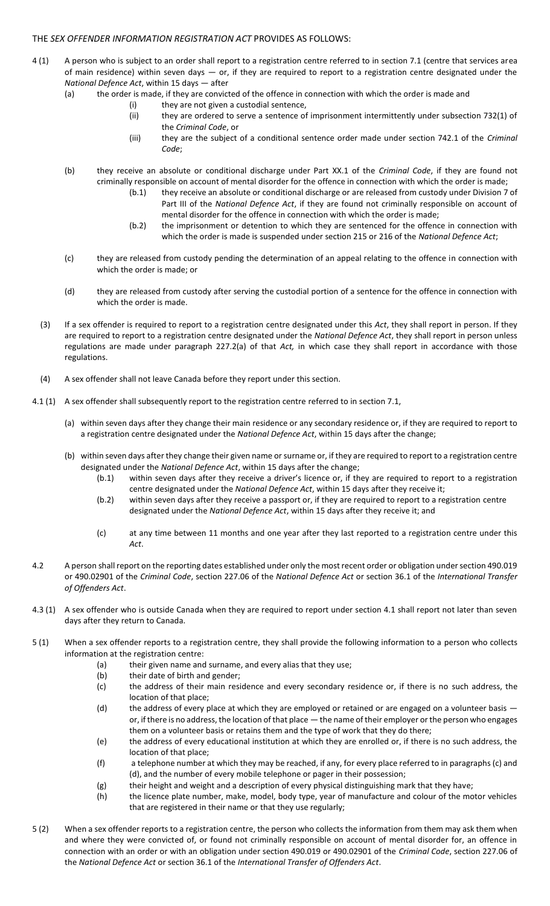THE *SEX OFFENDER INFORMATION REGISTRATION ACT* PROVIDES AS FOLLOWS:

4 (1) A person who is subject to an order shall report to a registration centre referred to in section 7.1 (centre that services area of main residence) within seven days — or, if they are required to report to a registration centre designated under the *National Defence Act*, within 15 days — after

(a) the order is made, if they are convicted of the offence in connection with which the order is made and

(i) they are not given a custodial sentence,

(ii) they are ordered to serve a sentence of imprisonment intermittently under subsection 732(1) of the *Criminal Code*, or

(iii) they are the subject of a conditional sentence order made under section 742.1 of the *Criminal Code*;

(b) they receive an absolute or conditional discharge under Part XX.1 of the *Criminal Code*, if they are found not criminally responsible on account of mental disorder for the offence in connection with which the order is made;

(b.1) they receive an absolute or conditional discharge or are released from custody under Division 7 of Part III of the *National Defence Act*, if they are found not criminally responsible on account of mental disorder for the offence in connection with which the order is made;

(b.2) the imprisonment or detention to which they are sentenced for the offence in connection with which the order is made is suspended under section 215 or 216 of the *National Defence Act*;

(c) they are released from custody pending the determination of an appeal relating to the offence in connection with which the order is made; or

(d) they are released from custody after serving the custodial portion of a sentence for the offence in connection with which the order is made.

(3) If a sex offender is required to report to a registration centre designated under this *Act*, they shall report in person. If they are required to report to a registration centre designated under the *National Defence Act*, they shall report in person unless regulations are made under paragraph 227.2(a) of that *Act,* in which case they shall report in accordance with those regulations.

(4) A sex offender shall not leave Canada before they report under this section.

4.1 (1) A sex offender shall subsequently report to the registration centre referred to in section 7.1,

(a) within seven days after they change their main residence or any secondary residence or, if they are required to report to a registration centre designated under the *National Defence Act*, within 15 days after the change;

(b) within seven days after they change their given name or surname or, if they are required to report to a registration centre designated under the *National Defence Act*, within 15 days after the change;

(b.1) within seven days after they receive a driver's licence or, if they are required to report to a registration centre designated under the *National Defence Act*, within 15 days after they receive it;

(b.2) within seven days after they receive a passport or, if they are required to report to a registration centre designated under the *National Defence Act*, within 15 days after they receive it; and

(c) at any time between 11 months and one year after they last reported to a registration centre under this *Act*.

4.2 A person shall report on the reporting dates established under only the most recent order or obligation under section 490.019 or 490.02901 of the *Criminal Code*, section 227.06 of the *National Defence Act* or section 36.1 of the *International Transfer of Offenders Act*.

4.3 (1) A sex offender who is outside Canada when they are required to report under section 4.1 shall report not later than seven days after they return to Canada.

5 (1) When a sex offender reports to a registration centre, they shall provide the following information to a person who collects information at the registration centre:

(a) their given name and surname, and every alias that they use;

(b) their date of birth and gender;

(c) the address of their main residence and every secondary residence or, if there is no such address, the location of that place;

(d) the address of every place at which they are employed or retained or are engaged on a volunteer basis — or, if there is no address, the location of that place — the name of their employer or the person who engages them on a volunteer basis or retains them and the type of work that they do there;

(e) the address of every educational institution at which they are enrolled or, if there is no such address, the location of that place;

(f) a telephone number at which they may be reached, if any, for every place referred to in paragraphs (c) and (d), and the number of every mobile telephone or pager in their possession;

(g) their height and weight and a description of every physical distinguishing mark that they have;

(h) the licence plate number, make, model, body type, year of manufacture and colour of the motor vehicles that are registered in their name or that they use regularly;

5 (2) When a sex offender reports to a registration centre, the person who collects the information from them may ask them when and where they were convicted of, or found not criminally responsible on account of mental disorder for, an offence in connection with an order or with an obligation under section 490.019 or 490.02901 of the *Criminal Code*, section 227.06 of the *National Defence Act* or section 36.1 of the *International Transfer of Offenders Act*.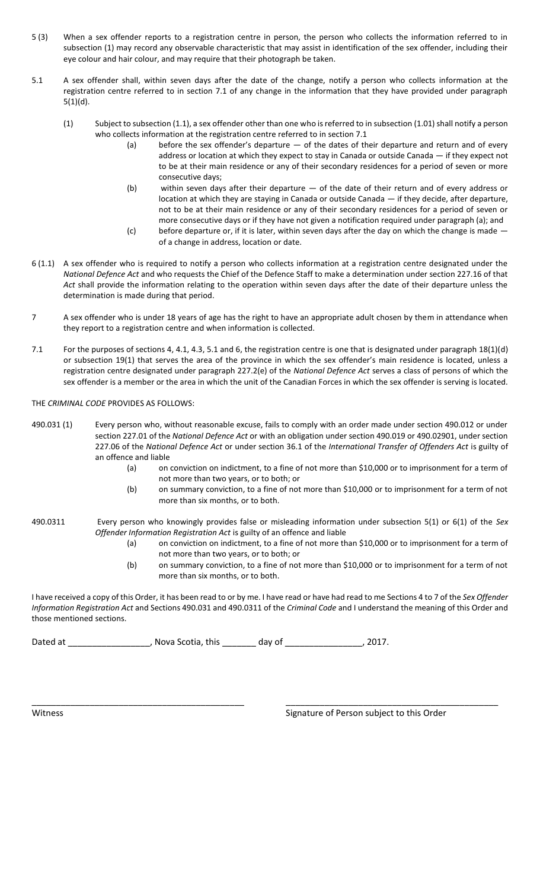5 (3) When a sex offender reports to a registration centre in person, the person who collects the information referred to in subsection (1) may record any observable characteristic that may assist in identification of the sex offender, including their eye colour and hair colour, and may require that their photograph be taken.

5.1 A sex offender shall, within seven days after the date of the change, notify a person who collects information at the registration centre referred to in section 7.1 of any change in the information that they have provided under paragraph 5(1)(d).

(1) Subject to subsection (1.1), a sex offender other than one who is referred to in subsection (1.01) shall notify a person who collects information at the registration centre referred to in section 7.1

- (a) before the sex offender's departure — of the dates of their departure and return and of every address or location at which they expect to stay in Canada or outside Canada — if they expect not to be at their main residence or any of their secondary residences for a period of seven or more consecutive days;
- (b) within seven days after their departure — of the date of their return and of every address or location at which they are staying in Canada or outside Canada — if they decide, after departure, not to be at their main residence or any of their secondary residences for a period of seven or more consecutive days or if they have not given a notification required under paragraph (a); and
- (c) before departure or, if it is later, within seven days after the day on which the change is made — of a change in address, location or date.

6 (1.1) A sex offender who is required to notify a person who collects information at a registration centre designated under the *National Defence Act* and who requests the Chief of the Defence Staff to make a determination under section 227.16 of that *Act* shall provide the information relating to the operation within seven days after the date of their departure unless the determination is made during that period.

7 A sex offender who is under 18 years of age has the right to have an appropriate adult chosen by them in attendance when they report to a registration centre and when information is collected.

7.1 For the purposes of sections 4, 4.1, 4.3, 5.1 and 6, the registration centre is one that is designated under paragraph 18(1)(d) or subsection 19(1) that serves the area of the province in which the sex offender's main residence is located, unless a registration centre designated under paragraph 227.2(e) of the *National Defence Act* serves a class of persons of which the sex offender is a member or the area in which the unit of the Canadian Forces in which the sex offender is serving is located.

THE *CRIMINAL CODE* PROVIDES AS FOLLOWS:

490.031 (1) Every person who, without reasonable excuse, fails to comply with an order made under section 490.012 or under section 227.01 of the *National Defence Act* or with an obligation under section 490.019 or 490.02901, under section 227.06 of the *National Defence Act* or under section 36.1 of the *International Transfer of Offenders Act* is guilty of an offence and liable

- (a) on conviction on indictment, to a fine of not more than $10,000 or to imprisonment for a term of not more than two years, or to both; or
- (b) on summary conviction, to a fine of not more than $10,000 or to imprisonment for a term of not more than six months, or to both.

490.0311 Every person who knowingly provides false or misleading information under subsection 5(1) or 6(1) of the *Sex Offender Information Registration Act* is guilty of an offence and liable

- (a) on conviction on indictment, to a fine of not more than $10,000 or to imprisonment for a term of not more than two years, or to both; or
- (b) on summary conviction, to a fine of not more than $10,000 or to imprisonment for a term of not more than six months, or to both.

I have received a copy of this Order, it has been read to or by me. I have read or have had read to me Sections 4 to 7 of the *Sex Offender Information Registration Act* and Sections 490.031 and 490.0311 of the *Criminal Code* and I understand the meaning of this Order and those mentioned sections.

Dated at ________________, Nova Scotia, this _______ day of ________________, 2017.

_____________________________________________ &nbsp;&nbsp;&nbsp;&nbsp; _____________________________________________

Witness &nbsp;&nbsp;&nbsp;&nbsp; Signature of Person subject to this Order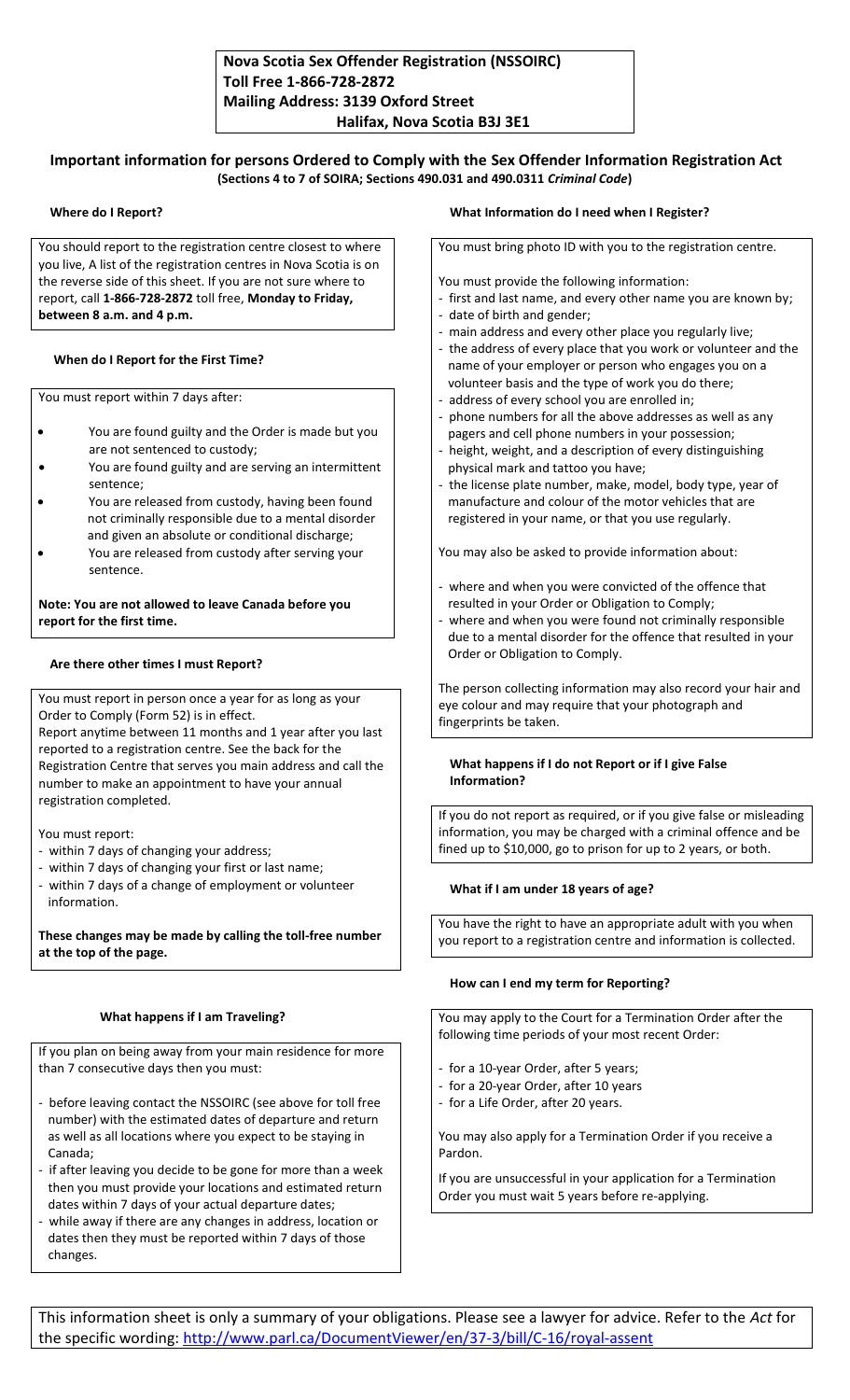**Nova Scotia Sex Offender Registration (NSSOIRC)**
**Toll Free 1-866-728-2872**
**Mailing Address: 3139 Oxford Street**
**Halifax, Nova Scotia B3J 3E1**

## Important information for persons Ordered to Comply with the Sex Offender Information Registration Act
**(Sections 4 to 7 of SOIRA; Sections 490.031 and 490.0311 *Criminal Code*)**

### Where do I Report?

You should report to the registration centre closest to where you live, A list of the registration centres in Nova Scotia is on the reverse side of this sheet. If you are not sure where to report, call **1-866-728-2872** toll free, **Monday to Friday, between 8 a.m. and 4 p.m.**

### When do I Report for the First Time?

You must report within 7 days after:

- You are found guilty and the Order is made but you are not sentenced to custody;
- You are found guilty and are serving an intermittent sentence;
- You are released from custody, having been found not criminally responsible due to a mental disorder and given an absolute or conditional discharge;
- You are released from custody after serving your sentence.

**Note: You are not allowed to leave Canada before you report for the first time.**

### Are there other times I must Report?

You must report in person once a year for as long as your Order to Comply (Form 52) is in effect.
Report anytime between 11 months and 1 year after you last reported to a registration centre. See the back for the Registration Centre that serves you main address and call the number to make an appointment to have your annual registration completed.

You must report:
- within 7 days of changing your address;
- within 7 days of changing your first or last name;
- within 7 days of a change of employment or volunteer information.

**These changes may be made by calling the toll-free number at the top of the page.**

### What happens if I am Traveling?

If you plan on being away from your main residence for more than 7 consecutive days then you must:

- before leaving contact the NSSOIRC (see above for toll free number) with the estimated dates of departure and return as well as all locations where you expect to be staying in Canada;
- if after leaving you decide to be gone for more than a week then you must provide your locations and estimated return dates within 7 days of your actual departure dates;
- while away if there are any changes in address, location or dates then they must be reported within 7 days of those changes.

### What Information do I need when I Register?

You must bring photo ID with you to the registration centre.

You must provide the following information:
- first and last name, and every other name you are known by;
- date of birth and gender;
- main address and every other place you regularly live;
- the address of every place that you work or volunteer and the name of your employer or person who engages you on a volunteer basis and the type of work you do there;
- address of every school you are enrolled in;
- phone numbers for all the above addresses as well as any pagers and cell phone numbers in your possession;
- height, weight, and a description of every distinguishing physical mark and tattoo you have;
- the license plate number, make, model, body type, year of manufacture and colour of the motor vehicles that are registered in your name, or that you use regularly.

You may also be asked to provide information about:

- where and when you were convicted of the offence that resulted in your Order or Obligation to Comply;
- where and when you were found not criminally responsible due to a mental disorder for the offence that resulted in your Order or Obligation to Comply.

The person collecting information may also record your hair and eye colour and may require that your photograph and fingerprints be taken.

### What happens if I do not Report or if I give False Information?

If you do not report as required, or if you give false or misleading information, you may be charged with a criminal offence and be fined up to $10,000, go to prison for up to 2 years, or both.

### What if I am under 18 years of age?

You have the right to have an appropriate adult with you when you report to a registration centre and information is collected.

### How can I end my term for Reporting?

You may apply to the Court for a Termination Order after the following time periods of your most recent Order:

- for a 10-year Order, after 5 years;
- for a 20-year Order, after 10 years
- for a Life Order, after 20 years.

You may also apply for a Termination Order if you receive a Pardon.

If you are unsuccessful in your application for a Termination Order you must wait 5 years before re-applying.

This information sheet is only a summary of your obligations. Please see a lawyer for advice. Refer to the *Act* for the specific wording: http://www.parl.ca/DocumentViewer/en/37-3/bill/C-16/royal-assent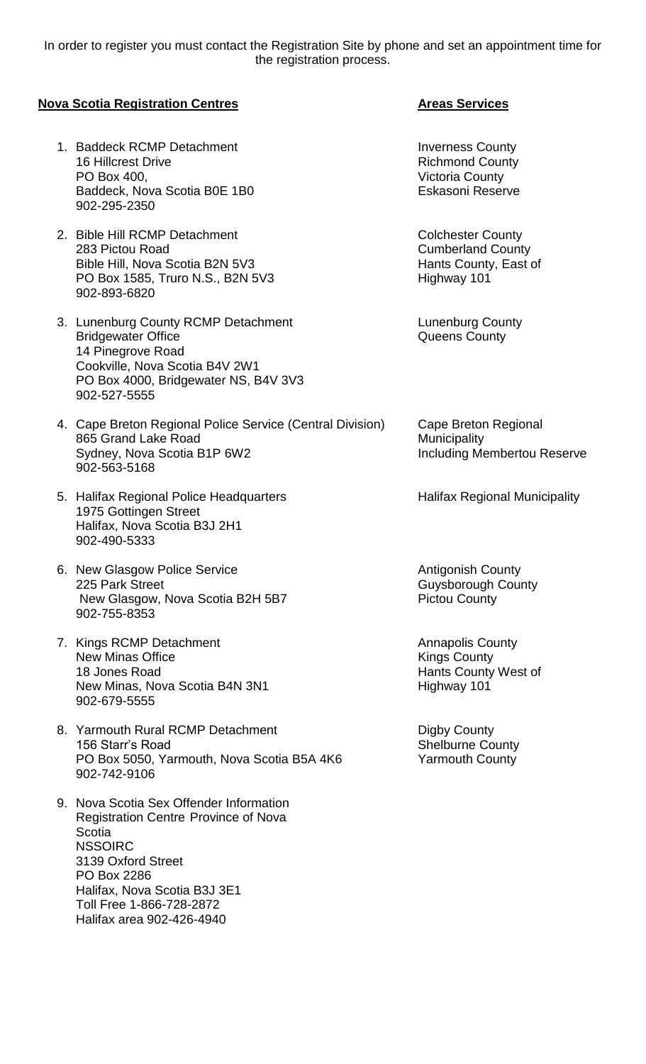In order to register you must contact the Registration Site by phone and set an appointment time for the registration process.

| **Nova Scotia Registration Centres** | **Areas Services** |
| --- | --- |
| 1. Baddeck RCMP Detachment<br>16 Hillcrest Drive<br>PO Box 400,<br>Baddeck, Nova Scotia B0E 1B0<br>902-295-2350 | Inverness County<br>Richmond County<br>Victoria County<br>Eskasoni Reserve |
| 2. Bible Hill RCMP Detachment<br>283 Pictou Road<br>Bible Hill, Nova Scotia B2N 5V3<br>PO Box 1585, Truro N.S., B2N 5V3<br>902-893-6820 | Colchester County<br>Cumberland County<br>Hants County, East of Highway 101 |
| 3. Lunenburg County RCMP Detachment<br>Bridgewater Office<br>14 Pinegrove Road<br>Cookville, Nova Scotia B4V 2W1<br>PO Box 4000, Bridgewater NS, B4V 3V3<br>902-527-5555 | Lunenburg County<br>Queens County |
| 4. Cape Breton Regional Police Service (Central Division)<br>865 Grand Lake Road<br>Sydney, Nova Scotia B1P 6W2<br>902-563-5168 | Cape Breton Regional Municipality<br>Including Membertou Reserve |
| 5. Halifax Regional Police Headquarters<br>1975 Gottingen Street<br>Halifax, Nova Scotia B3J 2H1<br>902-490-5333 | Halifax Regional Municipality |
| 6. New Glasgow Police Service<br>225 Park Street<br>New Glasgow, Nova Scotia B2H 5B7<br>902-755-8353 | Antigonish County<br>Guysborough County<br>Pictou County |
| 7. Kings RCMP Detachment<br>New Minas Office<br>18 Jones Road<br>New Minas, Nova Scotia B4N 3N1<br>902-679-5555 | Annapolis County<br>Kings County<br>Hants County West of Highway 101 |
| 8. Yarmouth Rural RCMP Detachment<br>156 Starr's Road<br>PO Box 5050, Yarmouth, Nova Scotia B5A 4K6<br>902-742-9106 | Digby County<br>Shelburne County<br>Yarmouth County |
| 9. Nova Scotia Sex Offender Information Registration Centre Province of Nova Scotia<br>NSSOIRC<br>3139 Oxford Street<br>PO Box 2286<br>Halifax, Nova Scotia B3J 3E1<br>Toll Free 1-866-728-2872<br>Halifax area 902-426-4940 | |